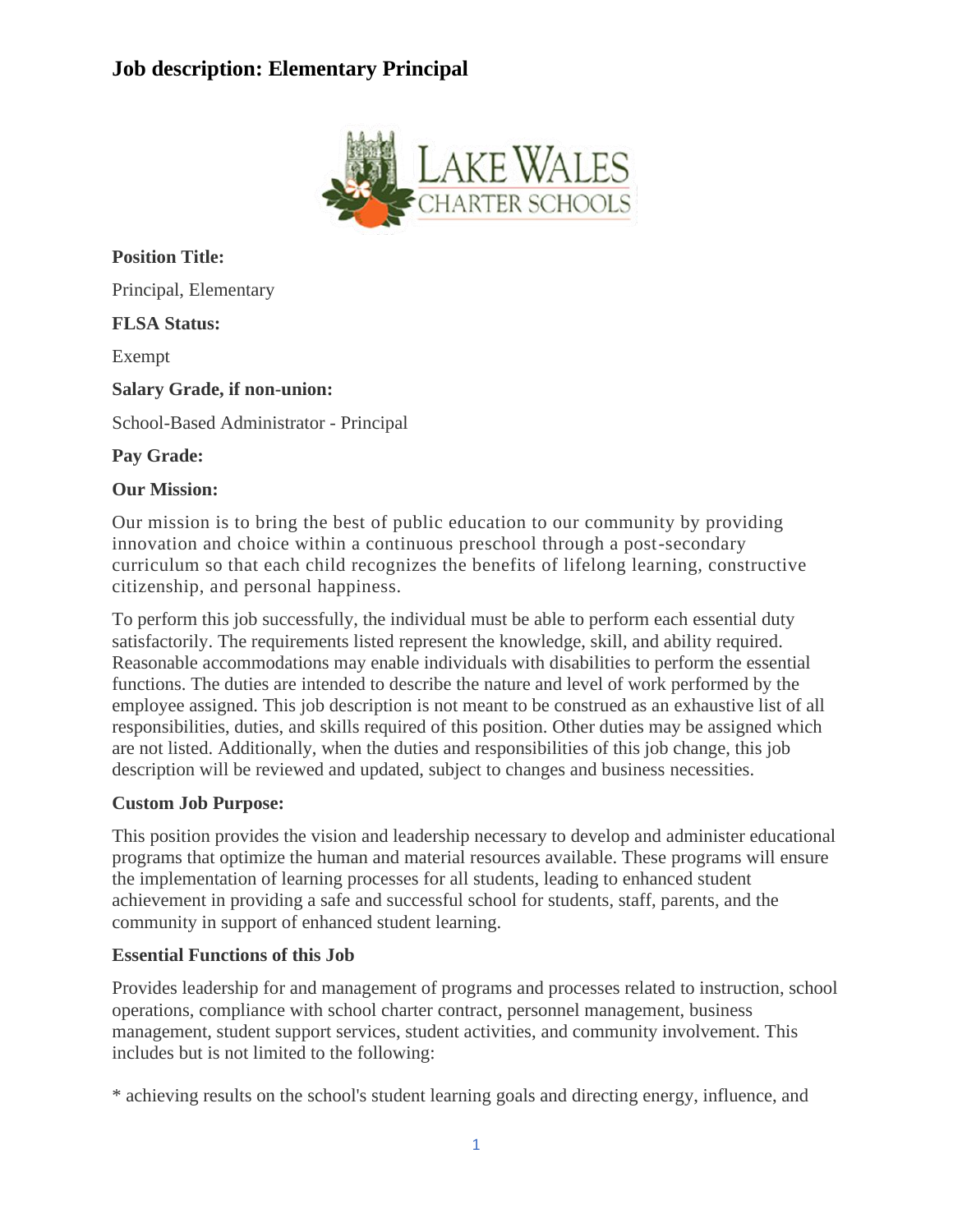# Job description: Elementary Principal

**Position Title:**

Principal, Elementary

**FLSA Status:**

Exempt

**Salary Grade, if non-union:**

School-Based Administrator - Principal

**Pay Grade:**

**Our Mission:**

Our mission is to bring the best of public education to our community by providing innovation and choice within a continuous preschool through a post-secondary curriculum so that each child recognizes the benefits of lifelong learning, constructive citizenship, and personal happiness.

To perform this job successfully, the individual must be able to perform each essential duty satisfactorily. The requirements listed represent the knowledge, skill, and ability required. Reasonable accommodations may enable individuals with disabilities to perform the essential functions. The duties are intended to describe the nature and level of work performed by the employee assigned. This job description is not meant to be construed as an exhaustive list of all responsibilities, duties, and skills required of this position. Other duties may be assigned which are not listed. Additionally, when the duties and responsibilities of this job change, this job description will be reviewed and updated, subject to changes and business necessities.

**Custom Job Purpose:**

This position provides the vision and leadership necessary to develop and administer educational programs that optimize the human and material resources available. These programs will ensure the implementation of learning processes for all students, leading to enhanced student achievement in providing a safe and successful school for students, staff, parents, and the community in support of enhanced student learning.

**Essential Functions of this Job**

Provides leadership for and management of programs and processes related to instruction, school operations, compliance with school charter contract, personnel management, business management, student support services, student activities, and community involvement. This includes but is not limited to the following:

* achieving results on the school's student learning goals and directing energy, influence, and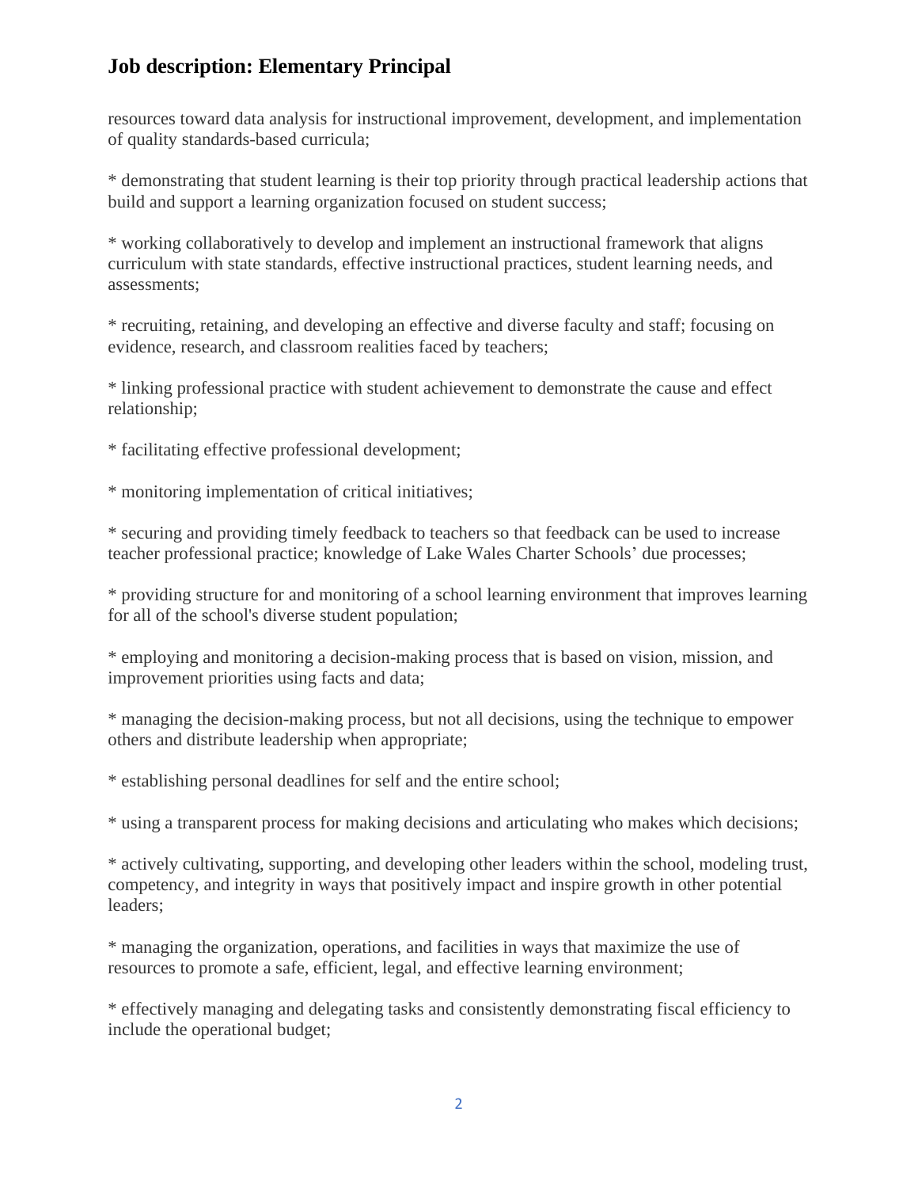resources toward data analysis for instructional improvement, development, and implementation of quality standards-based curricula;

* demonstrating that student learning is their top priority through practical leadership actions that build and support a learning organization focused on student success;

* working collaboratively to develop and implement an instructional framework that aligns curriculum with state standards, effective instructional practices, student learning needs, and assessments;

* recruiting, retaining, and developing an effective and diverse faculty and staff; focusing on evidence, research, and classroom realities faced by teachers;

* linking professional practice with student achievement to demonstrate the cause and effect relationship;

* facilitating effective professional development;

* monitoring implementation of critical initiatives;

* securing and providing timely feedback to teachers so that feedback can be used to increase teacher professional practice; knowledge of Lake Wales Charter Schools' due processes;

* providing structure for and monitoring of a school learning environment that improves learning for all of the school's diverse student population;

* employing and monitoring a decision-making process that is based on vision, mission, and improvement priorities using facts and data;

* managing the decision-making process, but not all decisions, using the technique to empower others and distribute leadership when appropriate;

* establishing personal deadlines for self and the entire school;

* using a transparent process for making decisions and articulating who makes which decisions;

* actively cultivating, supporting, and developing other leaders within the school, modeling trust, competency, and integrity in ways that positively impact and inspire growth in other potential leaders;

* managing the organization, operations, and facilities in ways that maximize the use of resources to promote a safe, efficient, legal, and effective learning environment;

* effectively managing and delegating tasks and consistently demonstrating fiscal efficiency to include the operational budget;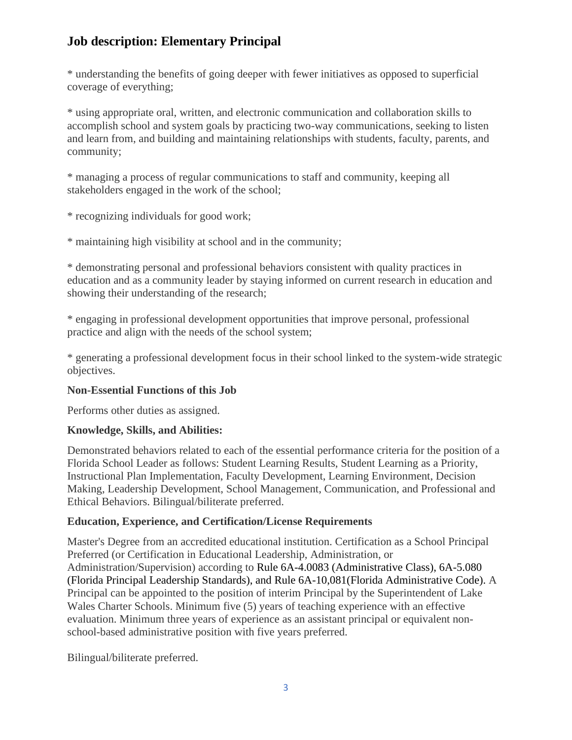# Job description: Elementary Principal

* understanding the benefits of going deeper with fewer initiatives as opposed to superficial coverage of everything;

* using appropriate oral, written, and electronic communication and collaboration skills to accomplish school and system goals by practicing two-way communications, seeking to listen and learn from, and building and maintaining relationships with students, faculty, parents, and community;

* managing a process of regular communications to staff and community, keeping all stakeholders engaged in the work of the school;

* recognizing individuals for good work;

* maintaining high visibility at school and in the community;

* demonstrating personal and professional behaviors consistent with quality practices in education and as a community leader by staying informed on current research in education and showing their understanding of the research;

* engaging in professional development opportunities that improve personal, professional practice and align with the needs of the school system;

* generating a professional development focus in their school linked to the system-wide strategic objectives.

**Non-Essential Functions of this Job**

Performs other duties as assigned.

**Knowledge, Skills, and Abilities:**

Demonstrated behaviors related to each of the essential performance criteria for the position of a Florida School Leader as follows: Student Learning Results, Student Learning as a Priority, Instructional Plan Implementation, Faculty Development, Learning Environment, Decision Making, Leadership Development, School Management, Communication, and Professional and Ethical Behaviors. Bilingual/biliterate preferred.

**Education, Experience, and Certification/License Requirements**

Master's Degree from an accredited educational institution. Certification as a School Principal Preferred (or Certification in Educational Leadership, Administration, or Administration/Supervision) according to Rule 6A-4.0083 (Administrative Class), 6A-5.080 (Florida Principal Leadership Standards), and Rule 6A-10,081(Florida Administrative Code). A Principal can be appointed to the position of interim Principal by the Superintendent of Lake Wales Charter Schools. Minimum five (5) years of teaching experience with an effective evaluation. Minimum three years of experience as an assistant principal or equivalent non-school-based administrative position with five years preferred.

Bilingual/biliterate preferred.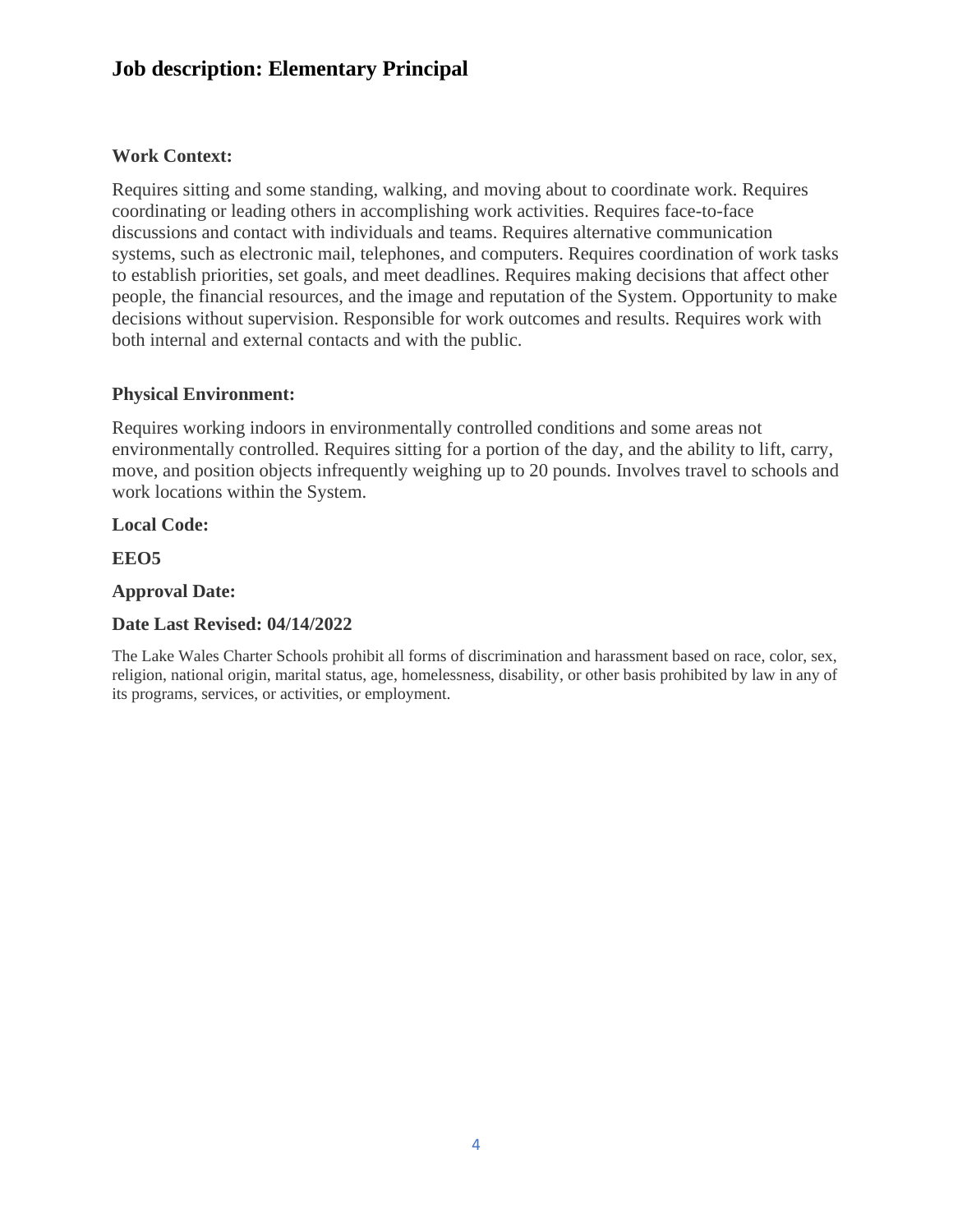## Job description: Elementary Principal

**Work Context:**

Requires sitting and some standing, walking, and moving about to coordinate work. Requires coordinating or leading others in accomplishing work activities. Requires face-to-face discussions and contact with individuals and teams. Requires alternative communication systems, such as electronic mail, telephones, and computers. Requires coordination of work tasks to establish priorities, set goals, and meet deadlines. Requires making decisions that affect other people, the financial resources, and the image and reputation of the System. Opportunity to make decisions without supervision. Responsible for work outcomes and results. Requires work with both internal and external contacts and with the public.

**Physical Environment:**

Requires working indoors in environmentally controlled conditions and some areas not environmentally controlled. Requires sitting for a portion of the day, and the ability to lift, carry, move, and position objects infrequently weighing up to 20 pounds. Involves travel to schools and work locations within the System.

**Local Code:**

**EEO5**

**Approval Date:**

**Date Last Revised: 04/14/2022**

The Lake Wales Charter Schools prohibit all forms of discrimination and harassment based on race, color, sex, religion, national origin, marital status, age, homelessness, disability, or other basis prohibited by law in any of its programs, services, or activities, or employment.